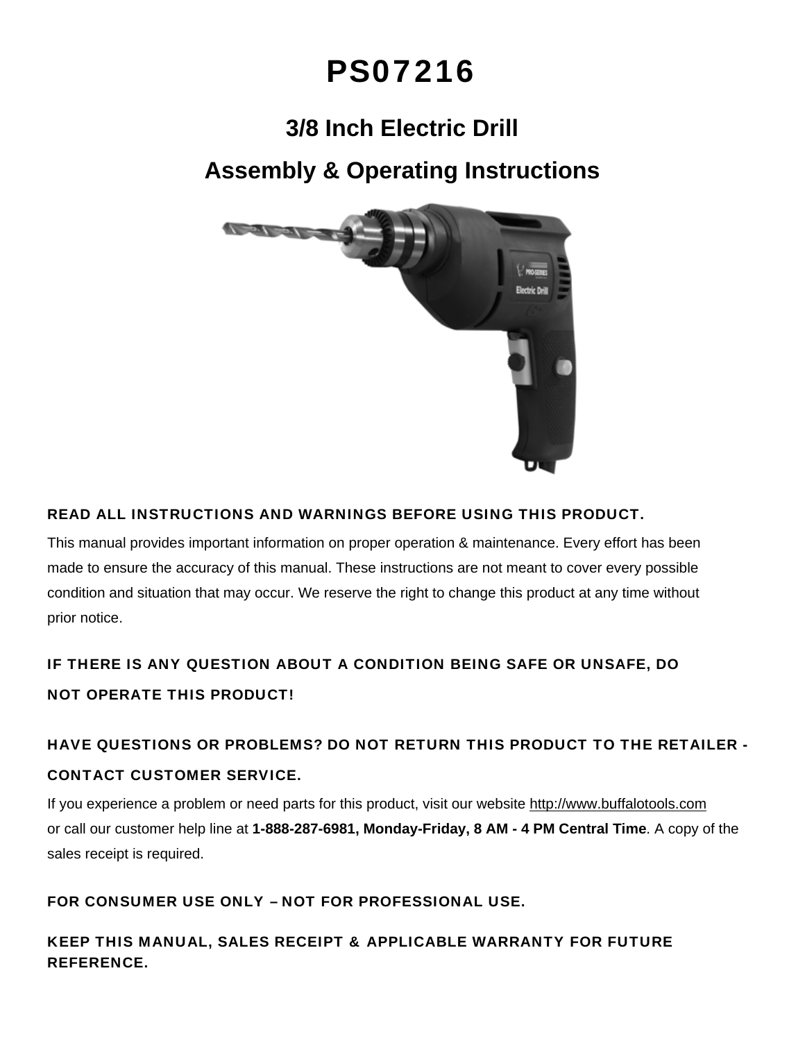# PS07216

## 3/8 Inch Electric Drill

## Assembly & Operating Instructions

**READ ALL INSTRUCTIONS AND WARNINGS BEFORE USING THIS PRODUCT.**

This manual provides important information on proper operation & maintenance. Every effort has been made to ensure the accuracy of this manual. These instructions are not meant to cover every possible condition and situation that may occur. We reserve the right to change this product at any time without prior notice.

**IF THERE IS ANY QUESTION ABOUT A CONDITION BEING SAFE OR UNSAFE, DO NOT OPERATE THIS PRODUCT!**

**HAVE QUESTIONS OR PROBLEMS? DO NOT RETURN THIS PRODUCT TO THE RETAILER - CONTACT CUSTOMER SERVICE.**

If you experience a problem or need parts for this product, visit our website http://www.buffalotools.com or call our customer help line at **1-888-287-6981, Monday-Friday, 8 AM - 4 PM Central Time**. A copy of the sales receipt is required.

**FOR CONSUMER USE ONLY – NOT FOR PROFESSIONAL USE.**

**KEEP THIS MANUAL, SALES RECEIPT & APPLICABLE WARRANTY FOR FUTURE REFERENCE.**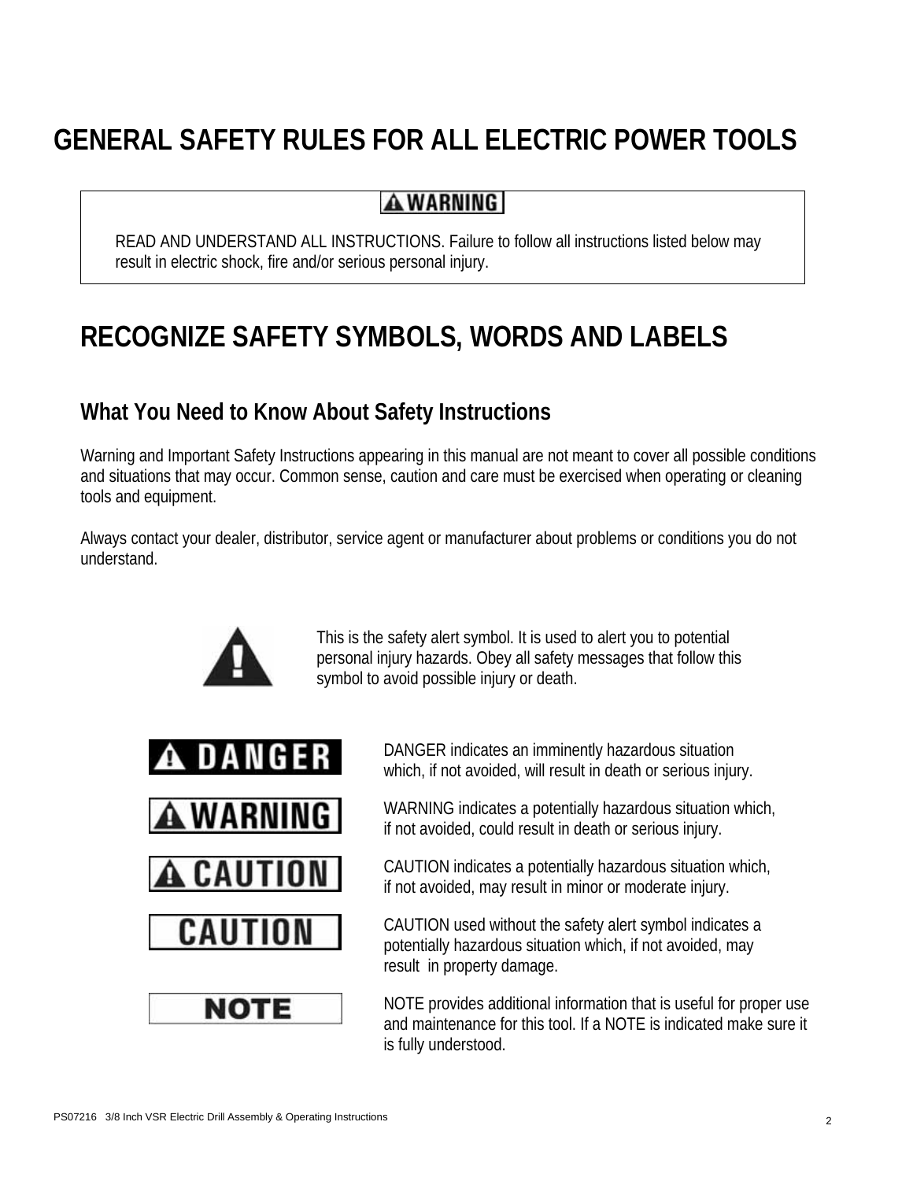# GENERAL SAFETY RULES FOR ALL ELECTRIC POWER TOOLS

**⚠ WARNING**

READ AND UNDERSTAND ALL INSTRUCTIONS. Failure to follow all instructions listed below may result in electric shock, fire and/or serious personal injury.

## RECOGNIZE SAFETY SYMBOLS, WORDS AND LABELS

### What You Need to Know About Safety Instructions

Warning and Important Safety Instructions appearing in this manual are not meant to cover all possible conditions and situations that may occur. Common sense, caution and care must be exercised when operating or cleaning tools and equipment.

Always contact your dealer, distributor, service agent or manufacturer about problems or conditions you do not understand.

⚠ This is the safety alert symbol. It is used to alert you to potential personal injury hazards. Obey all safety messages that follow this symbol to avoid possible injury or death.

**⚠ DANGER** — DANGER indicates an imminently hazardous situation which, if not avoided, will result in death or serious injury.

**⚠ WARNING** — WARNING indicates a potentially hazardous situation which, if not avoided, could result in death or serious injury.

**⚠ CAUTION** — CAUTION indicates a potentially hazardous situation which, if not avoided, may result in minor or moderate injury.

**CAUTION** — CAUTION used without the safety alert symbol indicates a potentially hazardous situation which, if not avoided, may result in property damage.

**NOTE** — NOTE provides additional information that is useful for proper use and maintenance for this tool. If a NOTE is indicated make sure it is fully understood.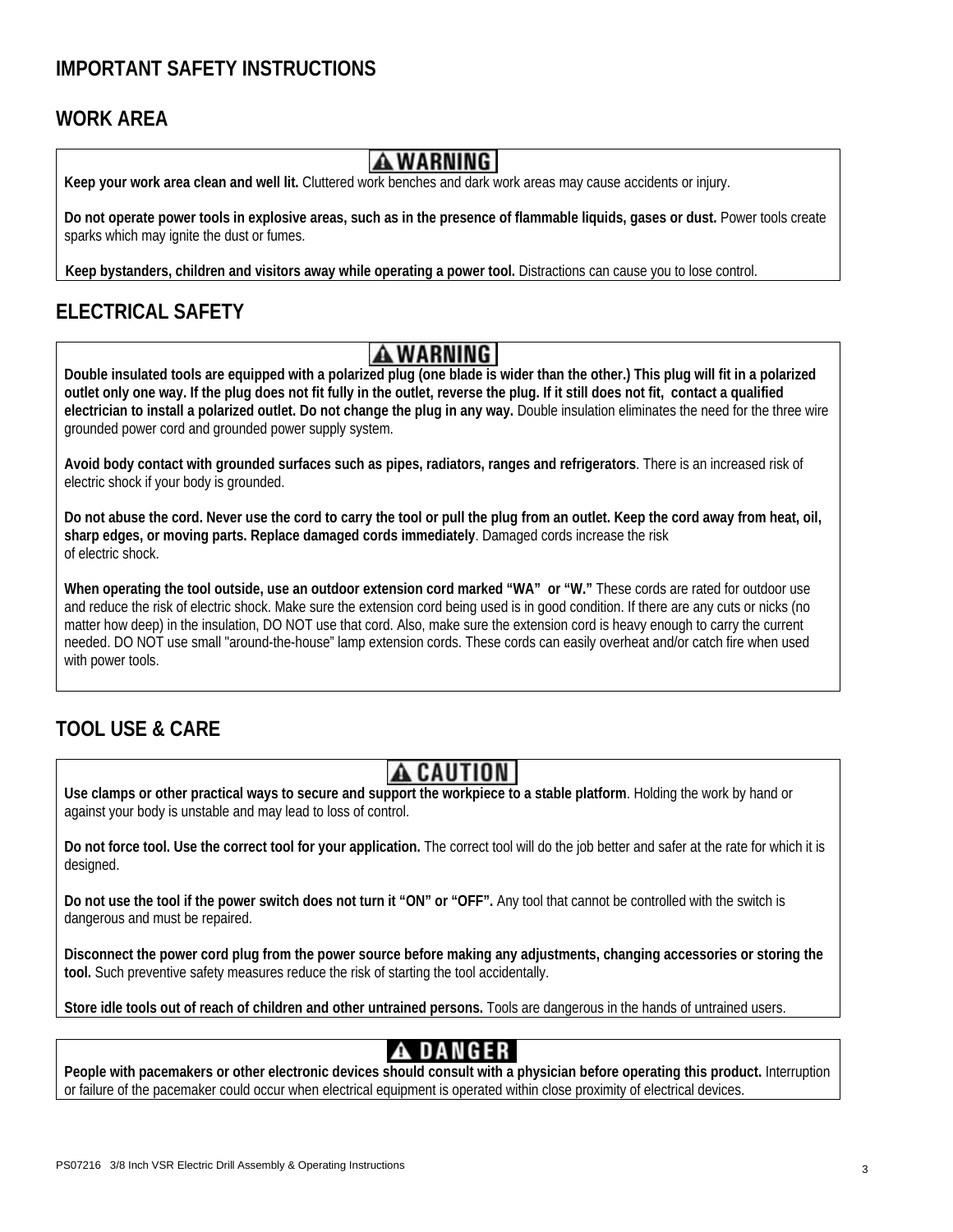## IMPORTANT SAFETY INSTRUCTIONS

### WORK AREA

**⚠ WARNING**

**Keep your work area clean and well lit.** Cluttered work benches and dark work areas may cause accidents or injury.

**Do not operate power tools in explosive areas, such as in the presence of flammable liquids, gases or dust.** Power tools create sparks which may ignite the dust or fumes.

**Keep bystanders, children and visitors away while operating a power tool.** Distractions can cause you to lose control.

### ELECTRICAL SAFETY

**⚠ WARNING**

**Double insulated tools are equipped with a polarized plug (one blade is wider than the other.) This plug will fit in a polarized outlet only one way. If the plug does not fit fully in the outlet, reverse the plug. If it still does not fit, contact a qualified electrician to install a polarized outlet. Do not change the plug in any way.** Double insulation eliminates the need for the three wire grounded power cord and grounded power supply system.

**Avoid body contact with grounded surfaces such as pipes, radiators, ranges and refrigerators**. There is an increased risk of electric shock if your body is grounded.

**Do not abuse the cord. Never use the cord to carry the tool or pull the plug from an outlet. Keep the cord away from heat, oil, sharp edges, or moving parts. Replace damaged cords immediately**. Damaged cords increase the risk of electric shock.

**When operating the tool outside, use an outdoor extension cord marked "WA" or "W."** These cords are rated for outdoor use and reduce the risk of electric shock. Make sure the extension cord being used is in good condition. If there are any cuts or nicks (no matter how deep) in the insulation, DO NOT use that cord. Also, make sure the extension cord is heavy enough to carry the current needed. DO NOT use small "around-the-house" lamp extension cords. These cords can easily overheat and/or catch fire when used with power tools.

### TOOL USE & CARE

**⚠ CAUTION**

**Use clamps or other practical ways to secure and support the workpiece to a stable platform**. Holding the work by hand or against your body is unstable and may lead to loss of control.

**Do not force tool. Use the correct tool for your application.** The correct tool will do the job better and safer at the rate for which it is designed.

**Do not use the tool if the power switch does not turn it "ON" or "OFF".** Any tool that cannot be controlled with the switch is dangerous and must be repaired.

**Disconnect the power cord plug from the power source before making any adjustments, changing accessories or storing the tool.** Such preventive safety measures reduce the risk of starting the tool accidentally.

**Store idle tools out of reach of children and other untrained persons.** Tools are dangerous in the hands of untrained users.

**⚠ DANGER**

**People with pacemakers or other electronic devices should consult with a physician before operating this product.** Interruption or failure of the pacemaker could occur when electrical equipment is operated within close proximity of electrical devices.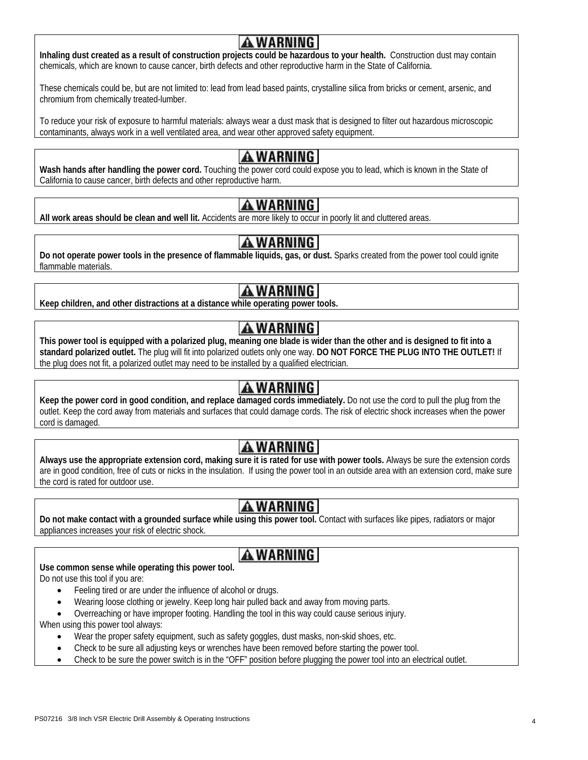**⚠ WARNING**

**Inhaling dust created as a result of construction projects could be hazardous to your health.** Construction dust may contain chemicals, which are known to cause cancer, birth defects and other reproductive harm in the State of California.

These chemicals could be, but are not limited to: lead from lead based paints, crystalline silica from bricks or cement, arsenic, and chromium from chemically treated-lumber.

To reduce your risk of exposure to harmful materials: always wear a dust mask that is designed to filter out hazardous microscopic contaminants, always work in a well ventilated area, and wear other approved safety equipment.

**⚠ WARNING**

**Wash hands after handling the power cord.** Touching the power cord could expose you to lead, which is known in the State of California to cause cancer, birth defects and other reproductive harm.

**⚠ WARNING**

**All work areas should be clean and well lit.** Accidents are more likely to occur in poorly lit and cluttered areas.

**⚠ WARNING**

**Do not operate power tools in the presence of flammable liquids, gas, or dust.** Sparks created from the power tool could ignite flammable materials.

**⚠ WARNING**

**Keep children, and other distractions at a distance while operating power tools.**

**⚠ WARNING**

**This power tool is equipped with a polarized plug, meaning one blade is wider than the other and is designed to fit into a standard polarized outlet.** The plug will fit into polarized outlets only one way. **DO NOT FORCE THE PLUG INTO THE OUTLET!** If the plug does not fit, a polarized outlet may need to be installed by a qualified electrician.

**⚠ WARNING**

**Keep the power cord in good condition, and replace damaged cords immediately.** Do not use the cord to pull the plug from the outlet. Keep the cord away from materials and surfaces that could damage cords. The risk of electric shock increases when the power cord is damaged.

**⚠ WARNING**

**Always use the appropriate extension cord, making sure it is rated for use with power tools.** Always be sure the extension cords are in good condition, free of cuts or nicks in the insulation. If using the power tool in an outside area with an extension cord, make sure the cord is rated for outdoor use.

**⚠ WARNING**

**Do not make contact with a grounded surface while using this power tool.** Contact with surfaces like pipes, radiators or major appliances increases your risk of electric shock.

**⚠ WARNING**

**Use common sense while operating this power tool.**

Do not use this tool if you are:

- Feeling tired or are under the influence of alcohol or drugs.
- Wearing loose clothing or jewelry. Keep long hair pulled back and away from moving parts.
- Overreaching or have improper footing. Handling the tool in this way could cause serious injury.

When using this power tool always:

- Wear the proper safety equipment, such as safety goggles, dust masks, non-skid shoes, etc.
- Check to be sure all adjusting keys or wrenches have been removed before starting the power tool.
- Check to be sure the power switch is in the "OFF" position before plugging the power tool into an electrical outlet.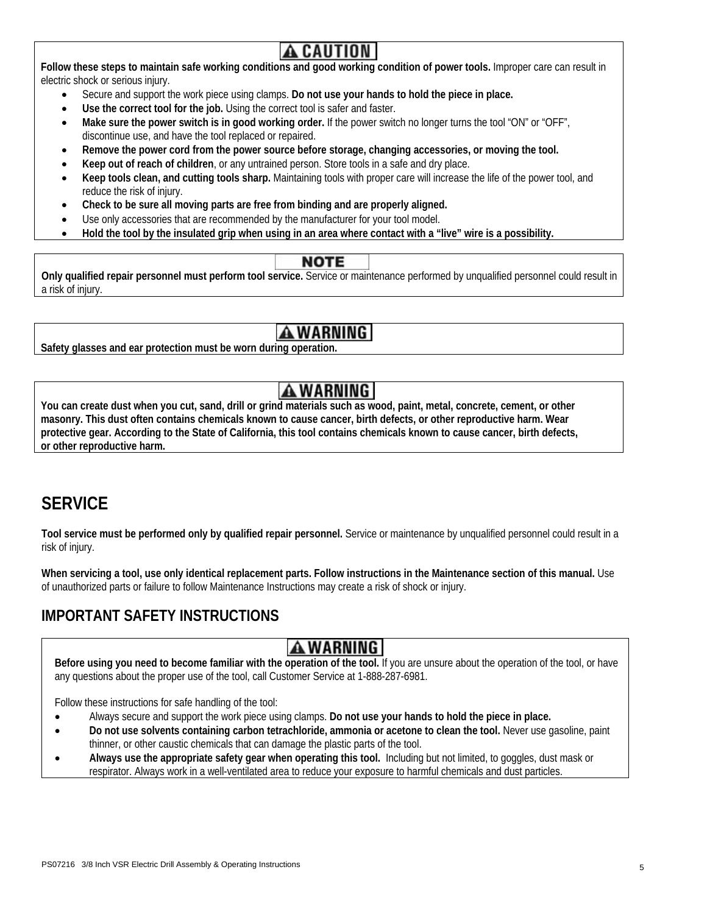**⚠ CAUTION**

**Follow these steps to maintain safe working conditions and good working condition of power tools.** Improper care can result in electric shock or serious injury.

- Secure and support the work piece using clamps. **Do not use your hands to hold the piece in place.**
- **Use the correct tool for the job.** Using the correct tool is safer and faster.
- **Make sure the power switch is in good working order.** If the power switch no longer turns the tool "ON" or "OFF", discontinue use, and have the tool replaced or repaired.
- **Remove the power cord from the power source before storage, changing accessories, or moving the tool.**
- **Keep out of reach of children**, or any untrained person. Store tools in a safe and dry place.
- **Keep tools clean, and cutting tools sharp.** Maintaining tools with proper care will increase the life of the power tool, and reduce the risk of injury.
- **Check to be sure all moving parts are free from binding and are properly aligned.**
- Use only accessories that are recommended by the manufacturer for your tool model.
- **Hold the tool by the insulated grip when using in an area where contact with a "live" wire is a possibility.**

**NOTE**

**Only qualified repair personnel must perform tool service.** Service or maintenance performed by unqualified personnel could result in a risk of injury.

**⚠ WARNING**

**Safety glasses and ear protection must be worn during operation.**

**⚠ WARNING**

**You can create dust when you cut, sand, drill or grind materials such as wood, paint, metal, concrete, cement, or other masonry. This dust often contains chemicals known to cause cancer, birth defects, or other reproductive harm. Wear protective gear. According to the State of California, this tool contains chemicals known to cause cancer, birth defects, or other reproductive harm.**

## SERVICE

**Tool service must be performed only by qualified repair personnel.** Service or maintenance by unqualified personnel could result in a risk of injury.

**When servicing a tool, use only identical replacement parts. Follow instructions in the Maintenance section of this manual.** Use of unauthorized parts or failure to follow Maintenance Instructions may create a risk of shock or injury.

## IMPORTANT SAFETY INSTRUCTIONS

**⚠ WARNING**

**Before using you need to become familiar with the operation of the tool.** If you are unsure about the operation of the tool, or have any questions about the proper use of the tool, call Customer Service at 1-888-287-6981.

Follow these instructions for safe handling of the tool:

- Always secure and support the work piece using clamps. **Do not use your hands to hold the piece in place.**
- **Do not use solvents containing carbon tetrachloride, ammonia or acetone to clean the tool.** Never use gasoline, paint thinner, or other caustic chemicals that can damage the plastic parts of the tool.
- **Always use the appropriate safety gear when operating this tool.** Including but not limited, to goggles, dust mask or respirator. Always work in a well-ventilated area to reduce your exposure to harmful chemicals and dust particles.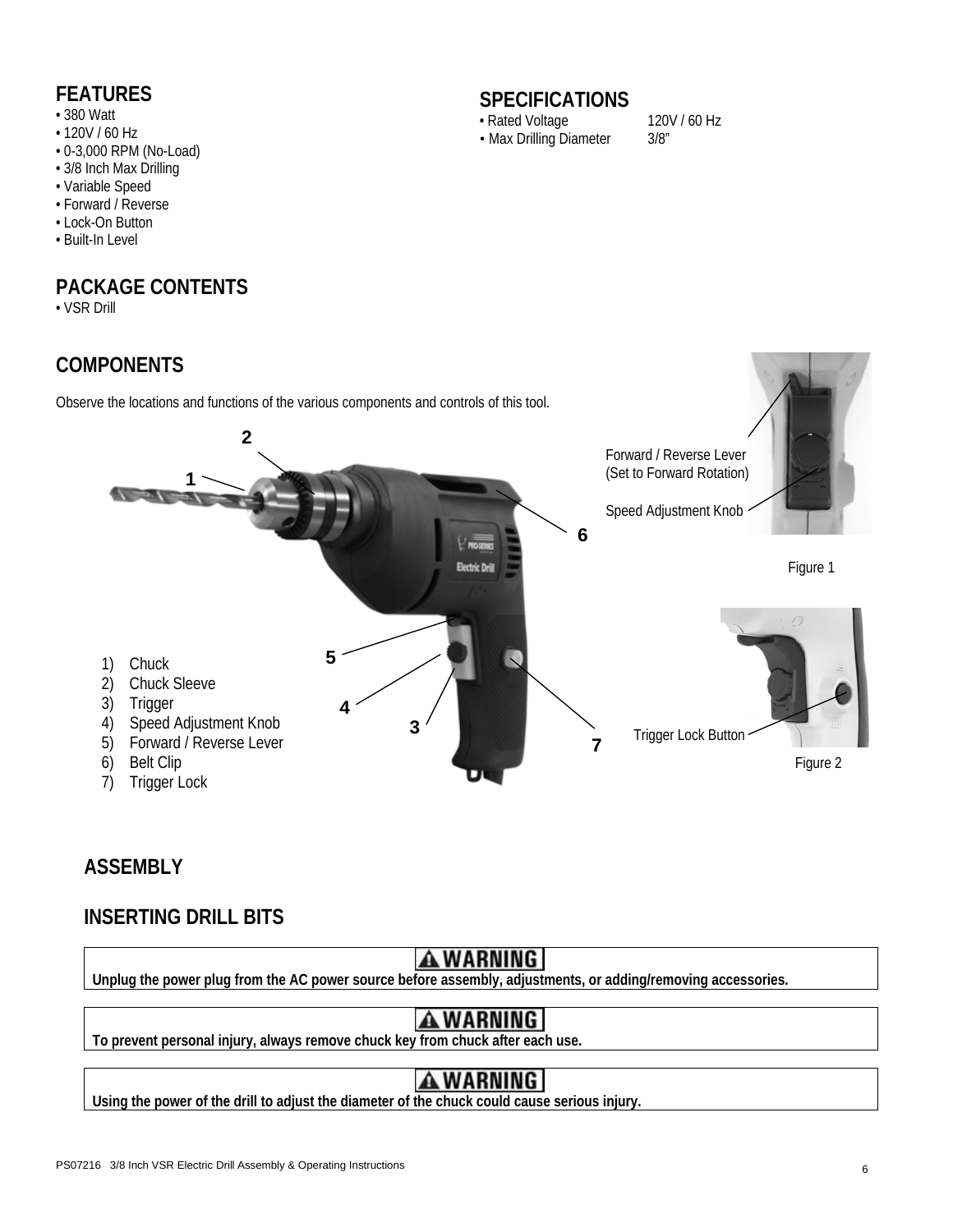## FEATURES

- 380 Watt
- 120V / 60 Hz
- 0-3,000 RPM (No-Load)
- 3/8 Inch Max Drilling
- Variable Speed
- Forward / Reverse
- Lock-On Button
- Built-In Level

## SPECIFICATIONS

- Rated Voltage 120V / 60 Hz
- Max Drilling Diameter 3/8"

## PACKAGE CONTENTS

- VSR Drill

## COMPONENTS

Observe the locations and functions of the various components and controls of this tool.

1) Chuck
2) Chuck Sleeve
3) Trigger
4) Speed Adjustment Knob
5) Forward / Reverse Lever
6) Belt Clip
7) Trigger Lock

Forward / Reverse Lever (Set to Forward Rotation)

Speed Adjustment Knob

Figure 1

Trigger Lock Button

Figure 2

## ASSEMBLY

## INSERTING DRILL BITS

**⚠ WARNING**
**Unplug the power plug from the AC power source before assembly, adjustments, or adding/removing accessories.**

**⚠ WARNING**
**To prevent personal injury, always remove chuck key from chuck after each use.**

**⚠ WARNING**
**Using the power of the drill to adjust the diameter of the chuck could cause serious injury.**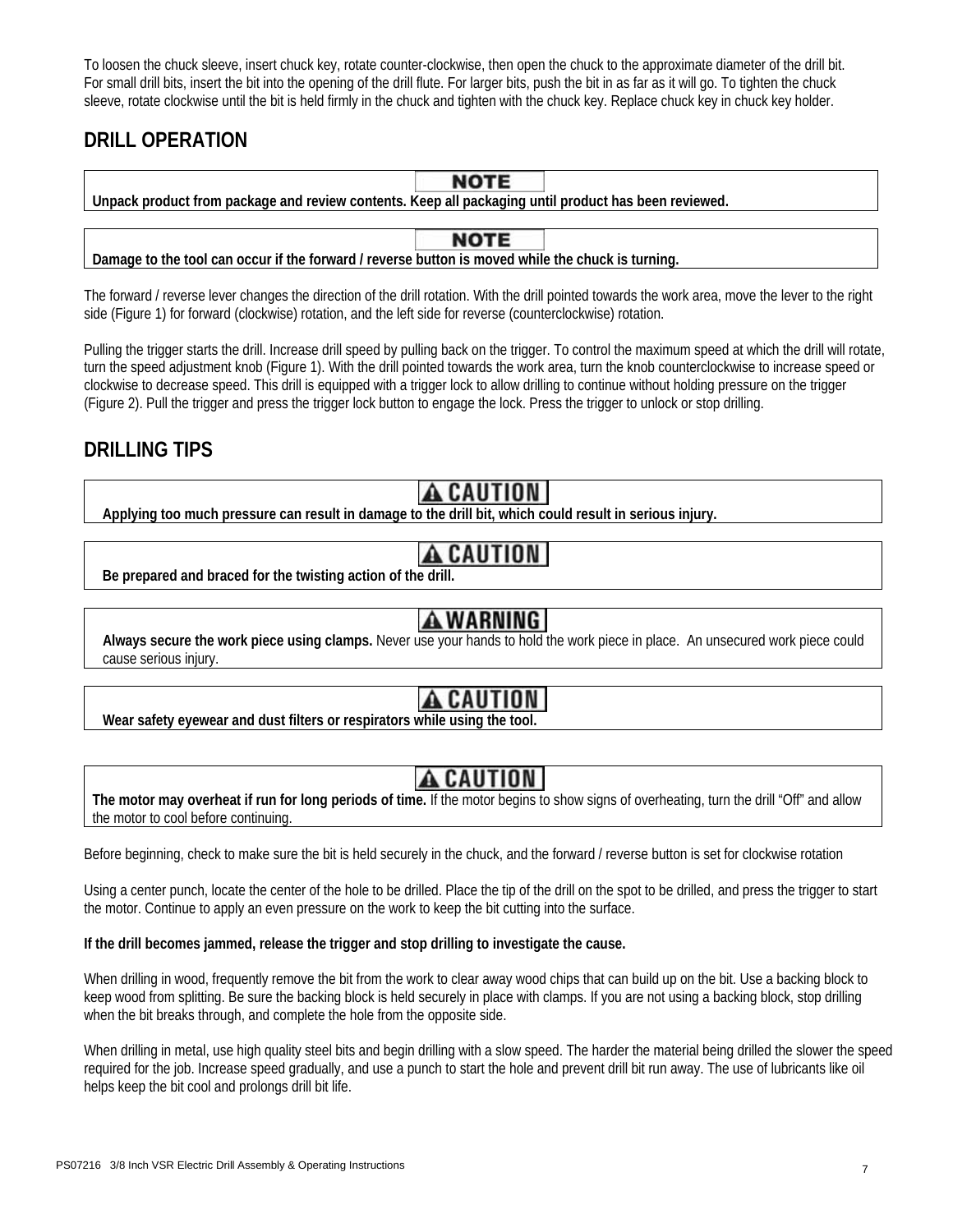To loosen the chuck sleeve, insert chuck key, rotate counter-clockwise, then open the chuck to the approximate diameter of the drill bit. For small drill bits, insert the bit into the opening of the drill flute. For larger bits, push the bit in as far as it will go. To tighten the chuck sleeve, rotate clockwise until the bit is held firmly in the chuck and tighten with the chuck key. Replace chuck key in chuck key holder.

## DRILL OPERATION

> **NOTE**
>
> **Unpack product from package and review contents. Keep all packaging until product has been reviewed.**

> **NOTE**
>
> **Damage to the tool can occur if the forward / reverse button is moved while the chuck is turning.**

The forward / reverse lever changes the direction of the drill rotation. With the drill pointed towards the work area, move the lever to the right side (Figure 1) for forward (clockwise) rotation, and the left side for reverse (counterclockwise) rotation.

Pulling the trigger starts the drill. Increase drill speed by pulling back on the trigger. To control the maximum speed at which the drill will rotate, turn the speed adjustment knob (Figure 1). With the drill pointed towards the work area, turn the knob counterclockwise to increase speed or clockwise to decrease speed. This drill is equipped with a trigger lock to allow drilling to continue without holding pressure on the trigger (Figure 2). Pull the trigger and press the trigger lock button to engage the lock. Press the trigger to unlock or stop drilling.

## DRILLING TIPS

> **⚠ CAUTION**
>
> **Applying too much pressure can result in damage to the drill bit, which could result in serious injury.**

> **⚠ CAUTION**
>
> **Be prepared and braced for the twisting action of the drill.**

> **⚠ WARNING**
>
> **Always secure the work piece using clamps.** Never use your hands to hold the work piece in place. An unsecured work piece could cause serious injury.

> **⚠ CAUTION**
>
> **Wear safety eyewear and dust filters or respirators while using the tool.**

> **⚠ CAUTION**
>
> **The motor may overheat if run for long periods of time.** If the motor begins to show signs of overheating, turn the drill "Off" and allow the motor to cool before continuing.

Before beginning, check to make sure the bit is held securely in the chuck, and the forward / reverse button is set for clockwise rotation

Using a center punch, locate the center of the hole to be drilled. Place the tip of the drill on the spot to be drilled, and press the trigger to start the motor. Continue to apply an even pressure on the work to keep the bit cutting into the surface.

**If the drill becomes jammed, release the trigger and stop drilling to investigate the cause.**

When drilling in wood, frequently remove the bit from the work to clear away wood chips that can build up on the bit. Use a backing block to keep wood from splitting. Be sure the backing block is held securely in place with clamps. If you are not using a backing block, stop drilling when the bit breaks through, and complete the hole from the opposite side.

When drilling in metal, use high quality steel bits and begin drilling with a slow speed. The harder the material being drilled the slower the speed required for the job. Increase speed gradually, and use a punch to start the hole and prevent drill bit run away. The use of lubricants like oil helps keep the bit cool and prolongs drill bit life.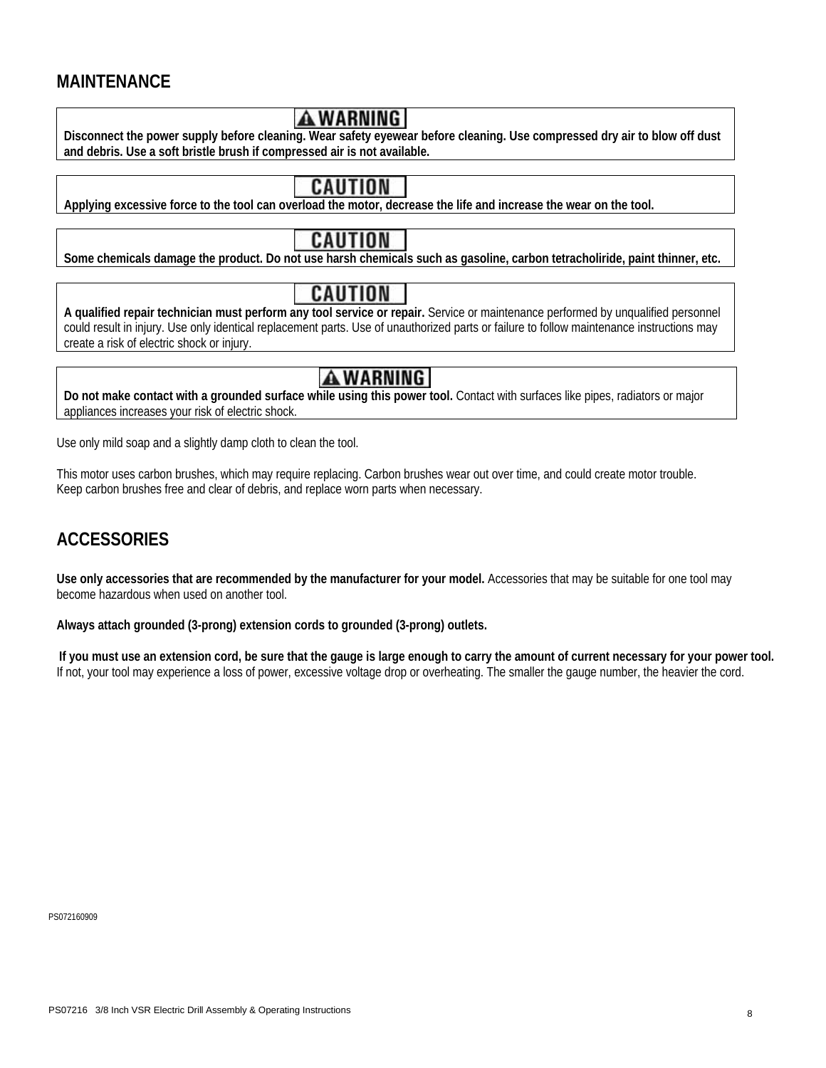## MAINTENANCE

**⚠ WARNING**

**Disconnect the power supply before cleaning. Wear safety eyewear before cleaning. Use compressed dry air to blow off dust and debris. Use a soft bristle brush if compressed air is not available.**

**CAUTION**

**Applying excessive force to the tool can overload the motor, decrease the life and increase the wear on the tool.**

**CAUTION**

**Some chemicals damage the product. Do not use harsh chemicals such as gasoline, carbon tetracholiride, paint thinner, etc.**

**CAUTION**

**A qualified repair technician must perform any tool service or repair.** Service or maintenance performed by unqualified personnel could result in injury. Use only identical replacement parts. Use of unauthorized parts or failure to follow maintenance instructions may create a risk of electric shock or injury.

**⚠ WARNING**

**Do not make contact with a grounded surface while using this power tool.** Contact with surfaces like pipes, radiators or major appliances increases your risk of electric shock.

Use only mild soap and a slightly damp cloth to clean the tool.

This motor uses carbon brushes, which may require replacing. Carbon brushes wear out over time, and could create motor trouble. Keep carbon brushes free and clear of debris, and replace worn parts when necessary.

## ACCESSORIES

**Use only accessories that are recommended by the manufacturer for your model.** Accessories that may be suitable for one tool may become hazardous when used on another tool.

**Always attach grounded (3-prong) extension cords to grounded (3-prong) outlets.**

**If you must use an extension cord, be sure that the gauge is large enough to carry the amount of current necessary for your power tool.** If not, your tool may experience a loss of power, excessive voltage drop or overheating. The smaller the gauge number, the heavier the cord.

PS072160909